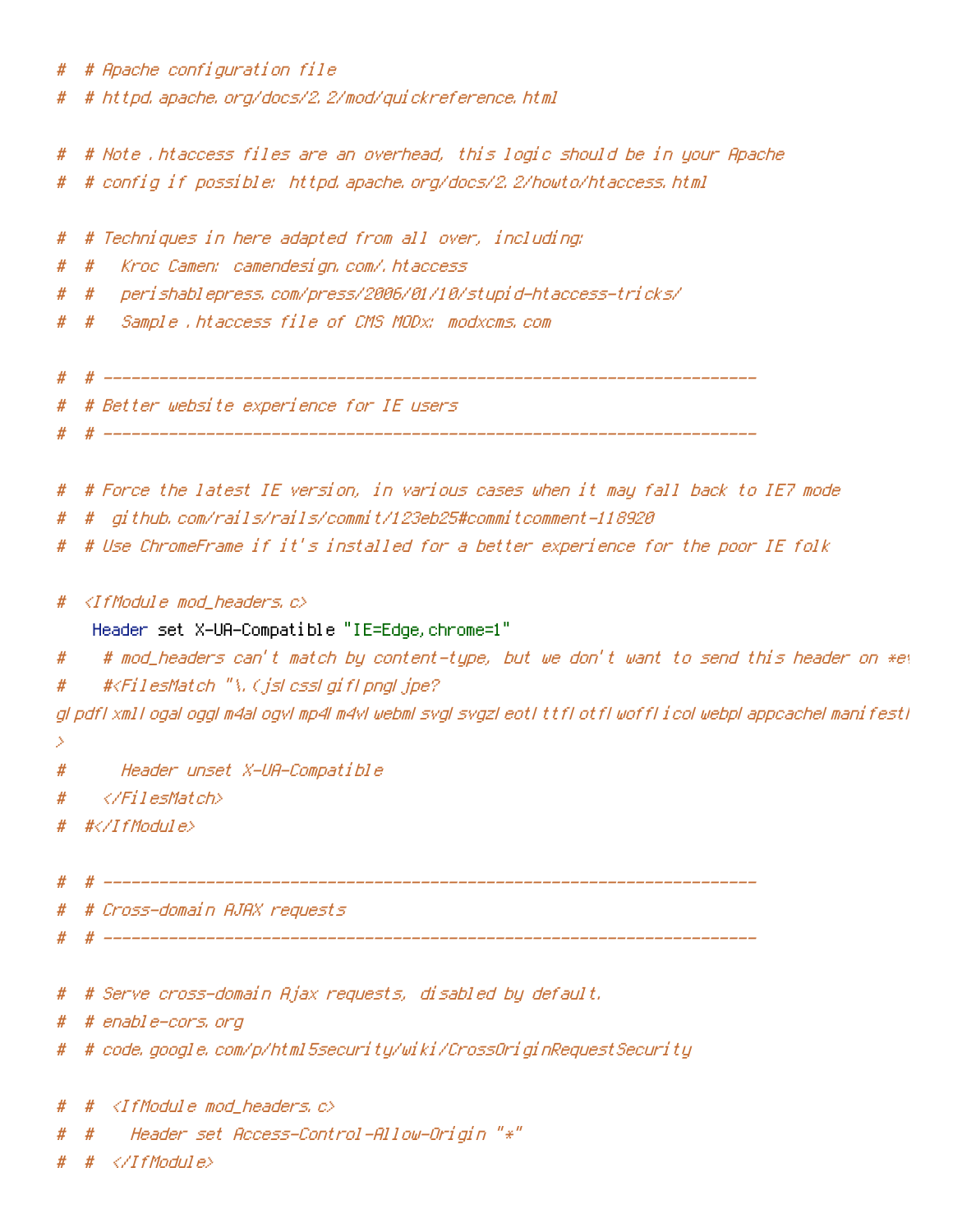```
#  # Apache configuration file
#  # httpd.apache.org/docs/2.2/mod/quickreference.html

#  # Note .htaccess files are an overhead, this logic should be in your Apache
#  # config if possible: httpd.apache.org/docs/2.2/howto/htaccess.html

#  # Techniques in here adapted from all over, including:
#  #   Kroc Camen: camendesign.com/.htaccess
#  #   perishablepress.com/press/2006/01/10/stupid-htaccess-tricks/
#  #   Sample .htaccess file of CMS MODx: modxcms.com

#  # ----------------------------------------------------------------------
#  # Better website experience for IE users
#  # ----------------------------------------------------------------------

#  # Force the latest IE version, in various cases when it may fall back to IE7 mode
#  #  github.com/rails/rails/commit/123eb25#commitcomment-118920
#  # Use ChromeFrame if it's installed for a better experience for the poor IE folk

#  <IfModule mod_headers.c>
    Header set X-UA-Compatible "IE=Edge,chrome=1"
#    # mod_headers can't match by content-type, but we don't want to send this header on *ev
#    #<FilesMatch "\.(js|css|gif|png|jpe?
g|pdf|xml|oga|ogg|m4a|ogv|mp4|m4v|webm|svg|svgz|eot|ttf|otf|woff|ico|webp|appcache|manifest|
>
#      Header unset X-UA-Compatible
#    </FilesMatch>
#  #</IfModule>

#  # ----------------------------------------------------------------------
#  # Cross-domain AJAX requests
#  # ----------------------------------------------------------------------

#  # Serve cross-domain Ajax requests, disabled by default.
#  # enable-cors.org
#  # code.google.com/p/html5security/wiki/CrossOriginRequestSecurity

#  #  <IfModule mod_headers.c>
#  #    Header set Access-Control-Allow-Origin "*"
#  #  </IfModule>
```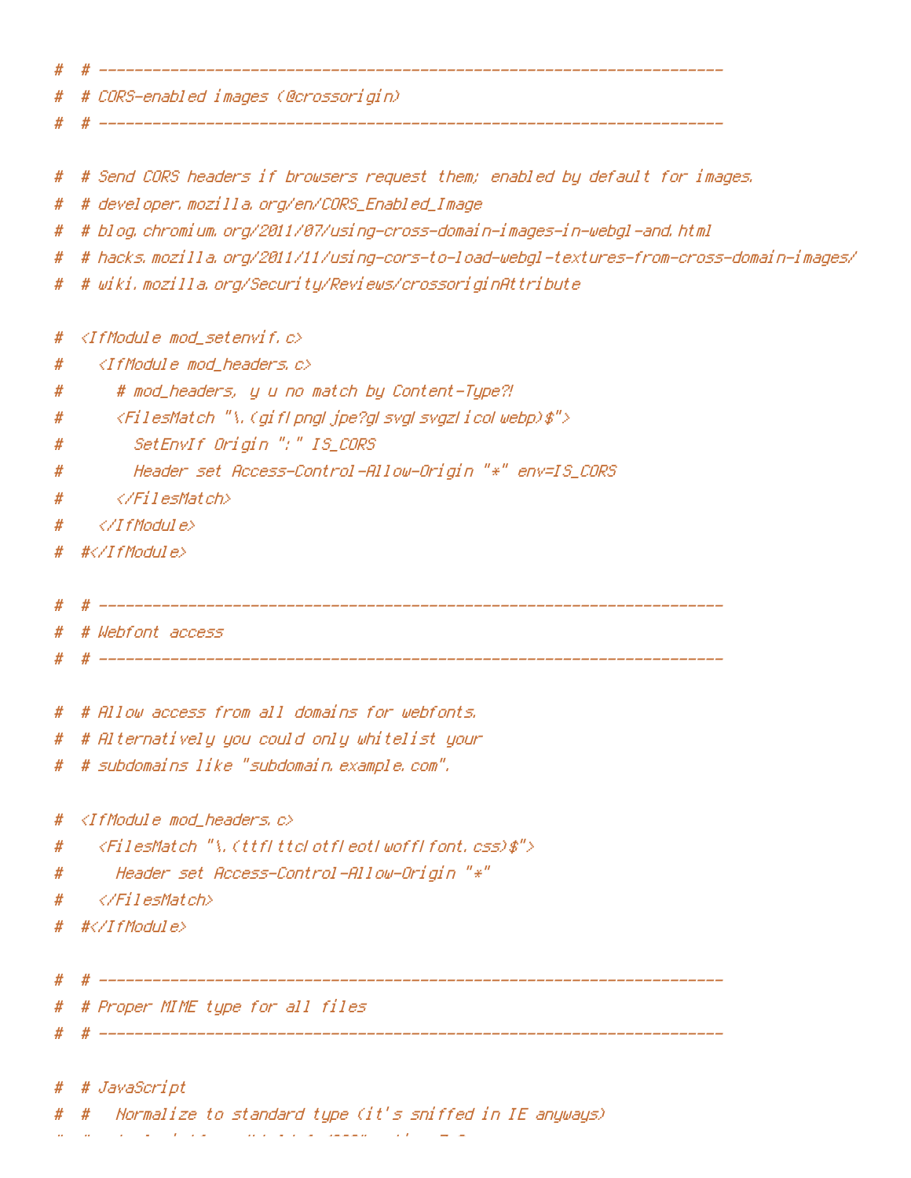```
#  # ----------------------------------------------------------------------
#  # CORS-enabled images (@crossorigin)
#  # ----------------------------------------------------------------------

#  # Send CORS headers if browsers request them; enabled by default for images.
#  # developer.mozilla.org/en/CORS_Enabled_Image
#  # blog.chromium.org/2011/07/using-cross-domain-images-in-webgl-and.html
#  # hacks.mozilla.org/2011/11/using-cors-to-load-webgl-textures-from-cross-domain-images/
#  # wiki.mozilla.org/Security/Reviews/crossoriginAttribute

#  <IfModule mod_setenvif.c>
#    <IfModule mod_headers.c>
#      # mod_headers, y u no match by Content-Type?!
#      <FilesMatch "\.(gif|png|jpe?g|svg|svgz|ico|webp)$">
#        SetEnvIf Origin ":" IS_CORS
#        Header set Access-Control-Allow-Origin "*" env=IS_CORS
#      </FilesMatch>
#    </IfModule>
#  #</IfModule>

#  # ----------------------------------------------------------------------
#  # Webfont access
#  # ----------------------------------------------------------------------

#  # Allow access from all domains for webfonts.
#  # Alternatively you could only whitelist your
#  # subdomains like "subdomain.example.com".

#  <IfModule mod_headers.c>
#    <FilesMatch "\.(ttf|ttc|otf|eot|woff|font.css)$">
#      Header set Access-Control-Allow-Origin "*"
#    </FilesMatch>
#  #</IfModule>

#  # ----------------------------------------------------------------------
#  # Proper MIME type for all files
#  # ----------------------------------------------------------------------

#  # JavaScript
#  #   Normalize to standard type (it's sniffed in IE anyways)
```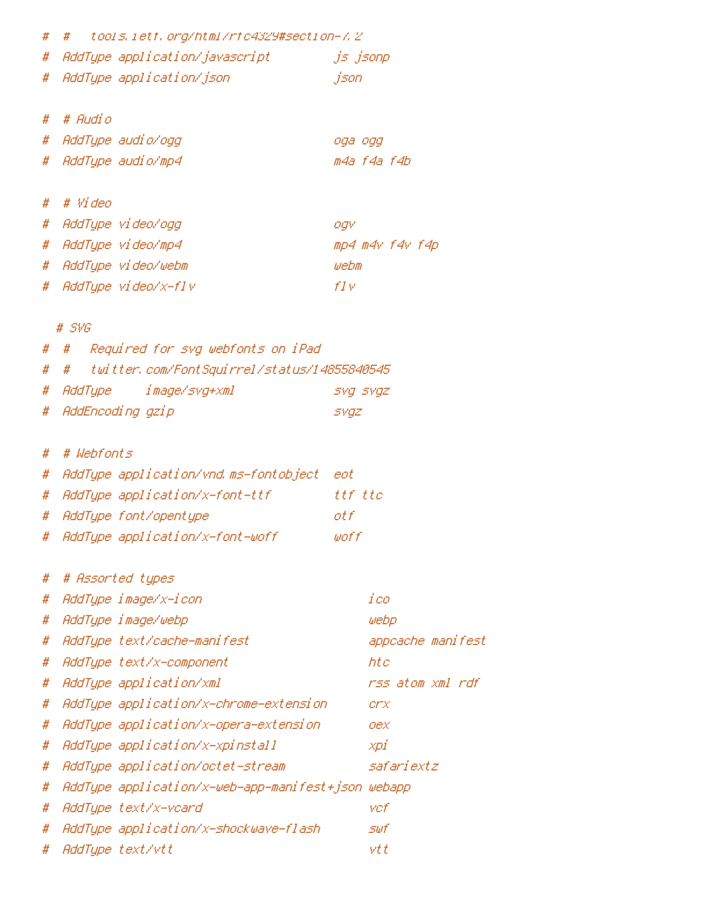```
#  #   tools.ietf.org/html/rfc4329#section-7.2
#  AddType application/javascript         js jsonp
#  AddType application/json               json

#  # Audio
#  AddType audio/ogg                      oga ogg
#  AddType audio/mp4                      m4a f4a f4b

#  # Video
#  AddType video/ogg                      ogv
#  AddType video/mp4                      mp4 m4v f4v f4p
#  AddType video/webm                     webm
#  AddType video/x-flv                    flv

  # SVG
#  #   Required for svg webfonts on iPad
#  #   twitter.com/FontSquirrel/status/14855840545
#  AddType     image/svg+xml              svg svgz
#  AddEncoding gzip                       svgz

#  # Webfonts
#  AddType application/vnd.ms-fontobject  eot
#  AddType application/x-font-ttf         ttf ttc
#  AddType font/opentype                  otf
#  AddType application/x-font-woff        woff

#  # Assorted types
#  AddType image/x-icon                        ico
#  AddType image/webp                          webp
#  AddType text/cache-manifest                 appcache manifest
#  AddType text/x-component                    htc
#  AddType application/xml                     rss atom xml rdf
#  AddType application/x-chrome-extension      crx
#  AddType application/x-opera-extension       oex
#  AddType application/x-xpinstall             xpi
#  AddType application/octet-stream            safariextz
#  AddType application/x-web-app-manifest+json webapp
#  AddType text/x-vcard                        vcf
#  AddType application/x-shockwave-flash       swf
#  AddType text/vtt                            vtt
```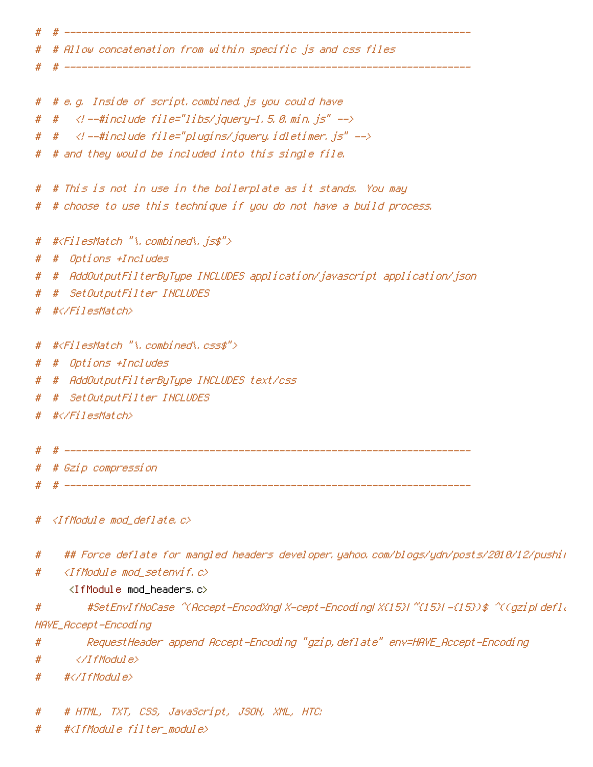```
#  # ----------------------------------------------------------------------
#  # Allow concatenation from within specific js and css files
#  # ----------------------------------------------------------------------

#  # e.g. Inside of script.combined.js you could have
#  #   <!--#include file="libs/jquery-1.5.0.min.js" -->
#  #   <!--#include file="plugins/jquery.idletimer.js" -->
#  # and they would be included into this single file.

#  # This is not in use in the boilerplate as it stands. You may
#  # choose to use this technique if you do not have a build process.

#  #<FilesMatch "\.combined\.js$">
#  #  Options +Includes
#  #  AddOutputFilterByType INCLUDES application/javascript application/json
#  #  SetOutputFilter INCLUDES
#  #</FilesMatch>

#  #<FilesMatch "\.combined\.css$">
#  #  Options +Includes
#  #  AddOutputFilterByType INCLUDES text/css
#  #  SetOutputFilter INCLUDES
#  #</FilesMatch>

#  # ----------------------------------------------------------------------
#  # Gzip compression
#  # ----------------------------------------------------------------------

#  <IfModule mod_deflate.c>

#    ## Force deflate for mangled headers developer.yahoo.com/blogs/ydn/posts/2010/12/pushi
#    <IfModule mod_setenvif.c>
      <IfModule mod_headers.c>
#        #SetEnvIfNoCase ^(Accept-EncodXng|X-cept-Encoding|X{15}|~{15}|-{15})$ ^((gzip|defl
HAVE_Accept-Encoding
#        RequestHeader append Accept-Encoding "gzip,deflate" env=HAVE_Accept-Encoding
#      </IfModule>
#    #</IfModule>

#    # HTML, TXT, CSS, JavaScript, JSON, XML, HTC:
#    #<IfModule filter_module>
```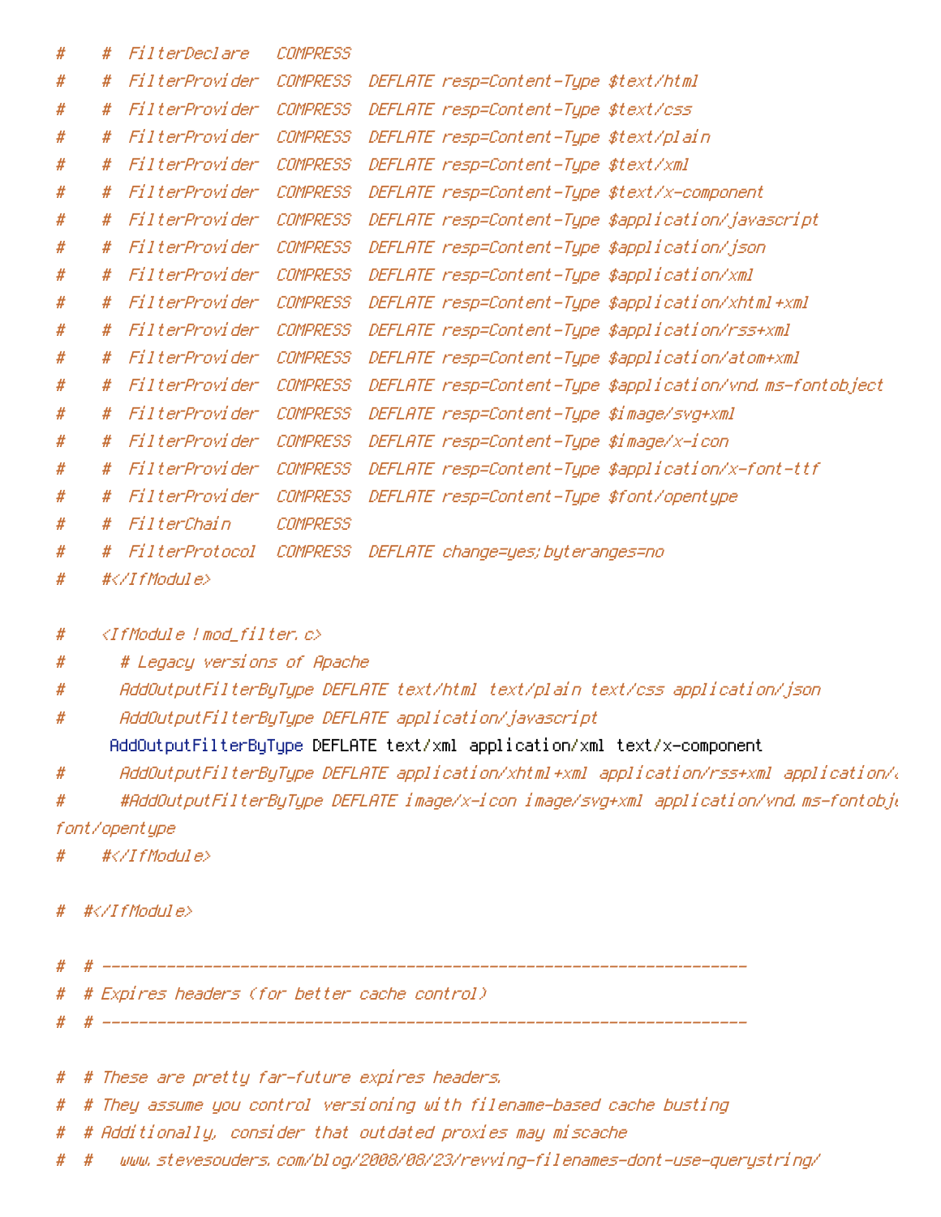```
#    #  FilterDeclare   COMPRESS
#    #  FilterProvider  COMPRESS  DEFLATE resp=Content-Type $text/html
#    #  FilterProvider  COMPRESS  DEFLATE resp=Content-Type $text/css
#    #  FilterProvider  COMPRESS  DEFLATE resp=Content-Type $text/plain
#    #  FilterProvider  COMPRESS  DEFLATE resp=Content-Type $text/xml
#    #  FilterProvider  COMPRESS  DEFLATE resp=Content-Type $text/x-component
#    #  FilterProvider  COMPRESS  DEFLATE resp=Content-Type $application/javascript
#    #  FilterProvider  COMPRESS  DEFLATE resp=Content-Type $application/json
#    #  FilterProvider  COMPRESS  DEFLATE resp=Content-Type $application/xml
#    #  FilterProvider  COMPRESS  DEFLATE resp=Content-Type $application/xhtml+xml
#    #  FilterProvider  COMPRESS  DEFLATE resp=Content-Type $application/rss+xml
#    #  FilterProvider  COMPRESS  DEFLATE resp=Content-Type $application/atom+xml
#    #  FilterProvider  COMPRESS  DEFLATE resp=Content-Type $application/vnd.ms-fontobject
#    #  FilterProvider  COMPRESS  DEFLATE resp=Content-Type $image/svg+xml
#    #  FilterProvider  COMPRESS  DEFLATE resp=Content-Type $image/x-icon
#    #  FilterProvider  COMPRESS  DEFLATE resp=Content-Type $application/x-font-ttf
#    #  FilterProvider  COMPRESS  DEFLATE resp=Content-Type $font/opentype
#    #  FilterChain     COMPRESS
#    #  FilterProtocol  COMPRESS  DEFLATE change=yes;byteranges=no
#    #</IfModule>

#    <IfModule !mod_filter.c>
#      # Legacy versions of Apache
#      AddOutputFilterByType DEFLATE text/html text/plain text/css application/json
#      AddOutputFilterByType DEFLATE application/javascript
      AddOutputFilterByType DEFLATE text/xml application/xml text/x-component
#      AddOutputFilterByType DEFLATE application/xhtml+xml application/rss+xml application/a
#      #AddOutputFilterByType DEFLATE image/x-icon image/svg+xml application/vnd.ms-fontobje
font/opentype
#    #</IfModule>

#  #</IfModule>

#  # ----------------------------------------------------------------------
#  # Expires headers (for better cache control)
#  # ----------------------------------------------------------------------

#  # These are pretty far-future expires headers.
#  # They assume you control versioning with filename-based cache busting
#  # Additionally, consider that outdated proxies may miscache
#  #   www.stevesouders.com/blog/2008/08/23/revving-filenames-dont-use-querystring/
```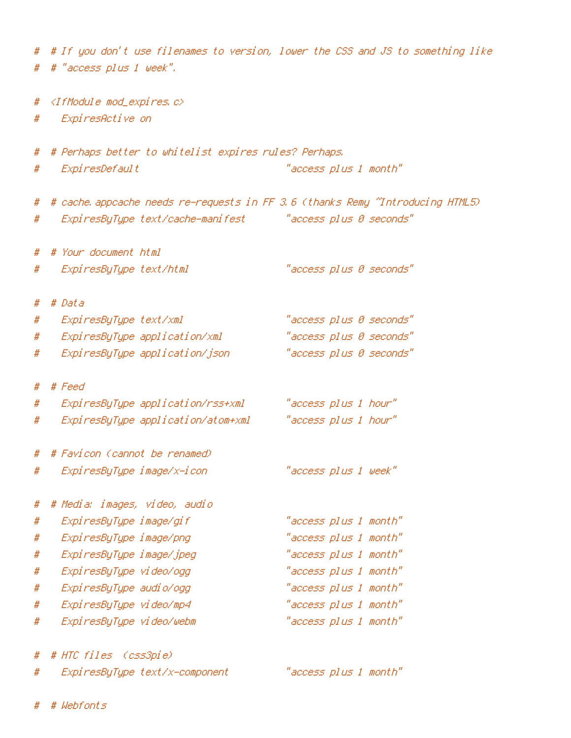```
#  # If you don't use filenames to version, lower the CSS and JS to something like
#  # "access plus 1 week".

#  <IfModule mod_expires.c>
#    ExpiresActive on

#  # Perhaps better to whitelist expires rules? Perhaps.
#    ExpiresDefault                          "access plus 1 month"

#  # cache.appcache needs re-requests in FF 3.6 (thanks Remy ~Introducing HTML5)
#    ExpiresByType text/cache-manifest       "access plus 0 seconds"

#  # Your document html
#    ExpiresByType text/html                 "access plus 0 seconds"

#  # Data
#    ExpiresByType text/xml                  "access plus 0 seconds"
#    ExpiresByType application/xml           "access plus 0 seconds"
#    ExpiresByType application/json          "access plus 0 seconds"

#  # Feed
#    ExpiresByType application/rss+xml       "access plus 1 hour"
#    ExpiresByType application/atom+xml      "access plus 1 hour"

#  # Favicon (cannot be renamed)
#    ExpiresByType image/x-icon              "access plus 1 week"

#  # Media: images, video, audio
#    ExpiresByType image/gif                 "access plus 1 month"
#    ExpiresByType image/png                 "access plus 1 month"
#    ExpiresByType image/jpeg                "access plus 1 month"
#    ExpiresByType video/ogg                 "access plus 1 month"
#    ExpiresByType audio/ogg                 "access plus 1 month"
#    ExpiresByType video/mp4                 "access plus 1 month"
#    ExpiresByType video/webm                "access plus 1 month"

#  # HTC files  (css3pie)
#    ExpiresByType text/x-component          "access plus 1 month"

#  # Webfonts
```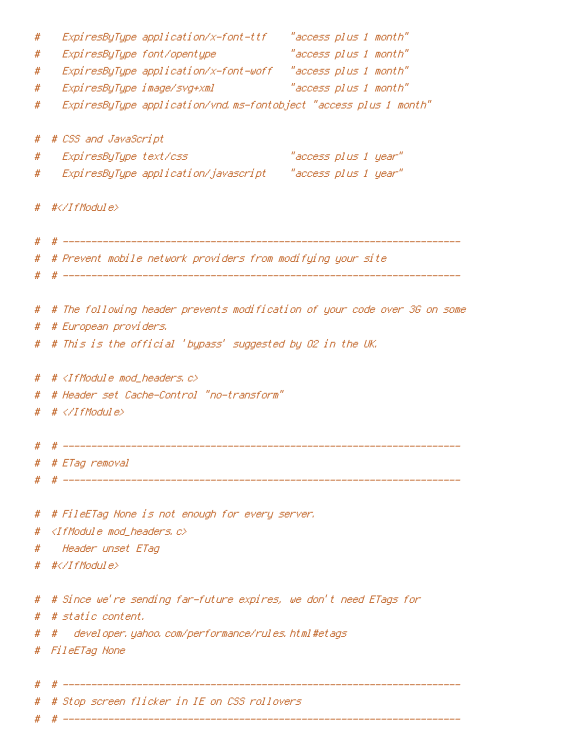```
#    ExpiresByType application/x-font-ttf    "access plus 1 month"
#    ExpiresByType font/opentype             "access plus 1 month"
#    ExpiresByType application/x-font-woff   "access plus 1 month"
#    ExpiresByType image/svg+xml             "access plus 1 month"
#    ExpiresByType application/vnd.ms-fontobject "access plus 1 month"

#  # CSS and JavaScript
#    ExpiresByType text/css                  "access plus 1 year"
#    ExpiresByType application/javascript    "access plus 1 year"

#  #</IfModule>

#  # ----------------------------------------------------------------------
#  # Prevent mobile network providers from modifying your site
#  # ----------------------------------------------------------------------

#  # The following header prevents modification of your code over 3G on some
#  # European providers.
#  # This is the official 'bypass' suggested by O2 in the UK.

#  # <IfModule mod_headers.c>
#  # Header set Cache-Control "no-transform"
#  # </IfModule>

#  # ----------------------------------------------------------------------
#  # ETag removal
#  # ----------------------------------------------------------------------

#  # FileETag None is not enough for every server.
#  <IfModule mod_headers.c>
#    Header unset ETag
#  #</IfModule>

#  # Since we're sending far-future expires, we don't need ETags for
#  # static content.
#  #   developer.yahoo.com/performance/rules.html#etags
#  FileETag None

#  # ----------------------------------------------------------------------
#  # Stop screen flicker in IE on CSS rollovers
#  # ----------------------------------------------------------------------
```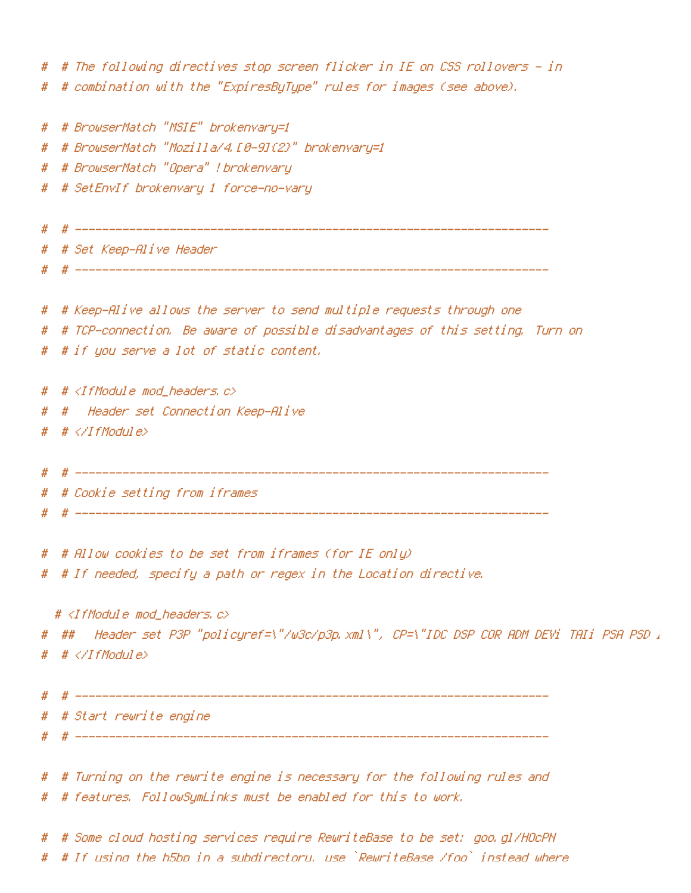```
#  # The following directives stop screen flicker in IE on CSS rollovers - in
#  # combination with the "ExpiresByType" rules for images (see above).

#  # BrowserMatch "MSIE" brokenvary=1
#  # BrowserMatch "Mozilla/4.[0-9]{2}" brokenvary=1
#  # BrowserMatch "Opera" !brokenvary
#  # SetEnvIf brokenvary 1 force-no-vary

#  # ----------------------------------------------------------------------
#  # Set Keep-Alive Header
#  # ----------------------------------------------------------------------

#  # Keep-Alive allows the server to send multiple requests through one
#  # TCP-connection. Be aware of possible disadvantages of this setting. Turn on
#  # if you serve a lot of static content.

#  # <IfModule mod_headers.c>
#  #   Header set Connection Keep-Alive
#  # </IfModule>

#  # ----------------------------------------------------------------------
#  # Cookie setting from iframes
#  # ----------------------------------------------------------------------

#  # Allow cookies to be set from iframes (for IE only)
#  # If needed, specify a path or regex in the Location directive.

   # <IfModule mod_headers.c>
#  ##   Header set P3P "policyref=\"/w3c/p3p.xml\", CP=\"IDC DSP COR ADM DEVi TAIi PSA PSD I
#  # </IfModule>

#  # ----------------------------------------------------------------------
#  # Start rewrite engine
#  # ----------------------------------------------------------------------

#  # Turning on the rewrite engine is necessary for the following rules and
#  # features. FollowSymLinks must be enabled for this to work.

#  # Some cloud hosting services require RewriteBase to be set: goo.gl/HOcPN
#  # If using the h5bp in a subdirectory, use `RewriteBase /foo` instead where
```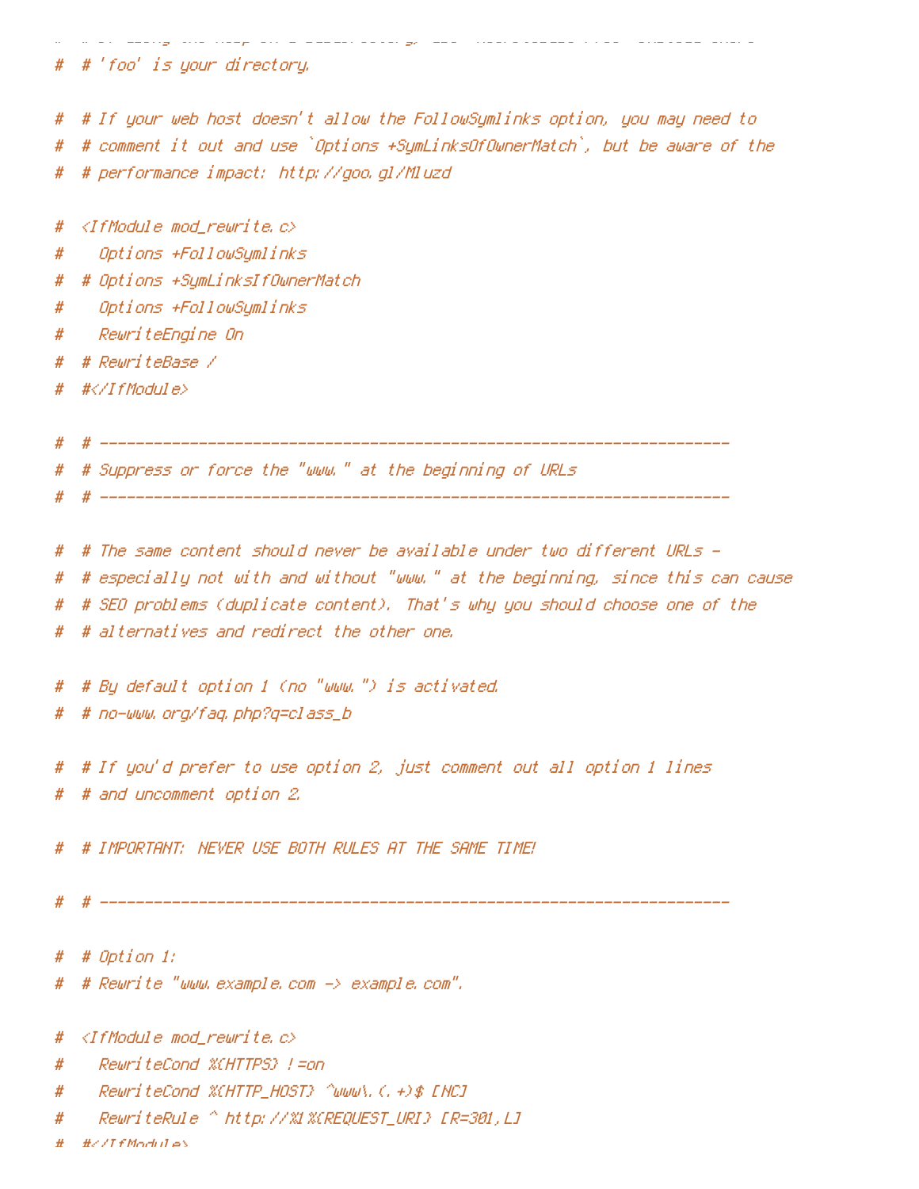```
#  # 'foo' is your directory.

#  # If your web host doesn't allow the FollowSymlinks option, you may need to
#  # comment it out and use `Options +SymLinksOfOwnerMatch`, but be aware of the
#  # performance impact: http://goo.gl/Mluzd

#  <IfModule mod_rewrite.c>
#    Options +FollowSymlinks
#  # Options +SymLinksIfOwnerMatch
#    Options +FollowSymlinks
#    RewriteEngine On
#  # RewriteBase /
#  #</IfModule>

#  # ----------------------------------------------------------------------
#  # Suppress or force the "www." at the beginning of URLs
#  # ----------------------------------------------------------------------

#  # The same content should never be available under two different URLs -
#  # especially not with and without "www." at the beginning, since this can cause
#  # SEO problems (duplicate content). That's why you should choose one of the
#  # alternatives and redirect the other one.

#  # By default option 1 (no "www.") is activated.
#  # no-www.org/faq.php?q=class_b

#  # If you'd prefer to use option 2, just comment out all option 1 lines
#  # and uncomment option 2.

#  # IMPORTANT: NEVER USE BOTH RULES AT THE SAME TIME!

#  # ----------------------------------------------------------------------

#  # Option 1:
#  # Rewrite "www.example.com -> example.com".

#  <IfModule mod_rewrite.c>
#    RewriteCond %{HTTPS} !=on
#    RewriteCond %{HTTP_HOST} ^www\.(.+)$ [NC]
#    RewriteRule ^ http://%1%{REQUEST_URI} [R=301,L]
#  #</IfModule>
```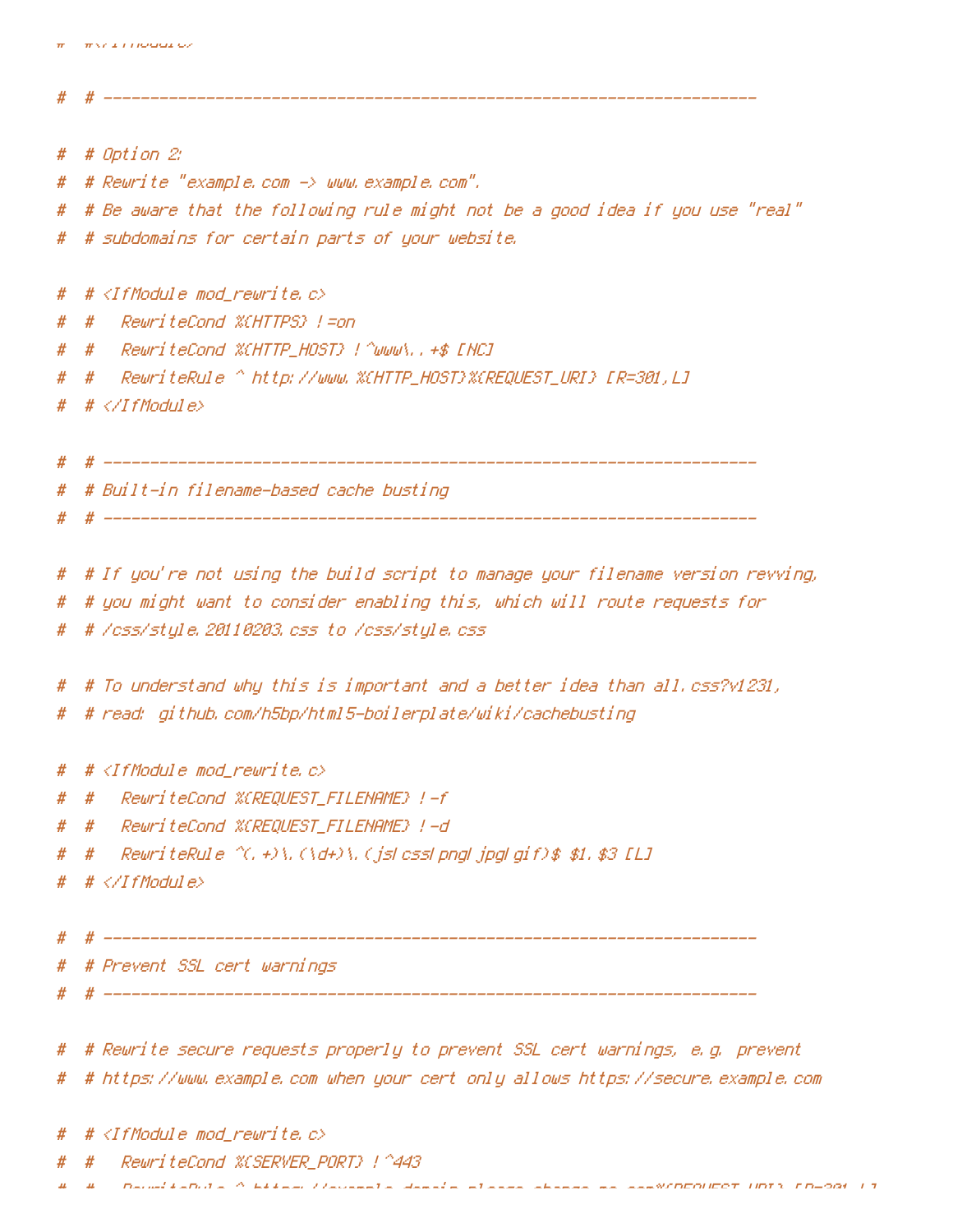```
#   #</IfModule>

#   # ----------------------------------------------------------------------

#   # Option 2:
#   # Rewrite "example.com -> www.example.com".
#   # Be aware that the following rule might not be a good idea if you use "real"
#   # subdomains for certain parts of your website.

#   # <IfModule mod_rewrite.c>
#   #   RewriteCond %{HTTPS} !=on
#   #   RewriteCond %{HTTP_HOST} !^www\..+$ [NC]
#   #   RewriteRule ^ http://www.%{HTTP_HOST}%{REQUEST_URI} [R=301,L]
#   # </IfModule>

#   # ----------------------------------------------------------------------
#   # Built-in filename-based cache busting
#   # ----------------------------------------------------------------------

#   # If you're not using the build script to manage your filename version revving,
#   # you might want to consider enabling this, which will route requests for
#   # /css/style.20110203.css to /css/style.css

#   # To understand why this is important and a better idea than all.css?v1231,
#   # read: github.com/h5bp/html5-boilerplate/wiki/cachebusting

#   # <IfModule mod_rewrite.c>
#   #   RewriteCond %{REQUEST_FILENAME} !-f
#   #   RewriteCond %{REQUEST_FILENAME} !-d
#   #   RewriteRule ^(.+)\.(\d+)\.(js|css|png|jpg|gif)$ $1.$3 [L]
#   # </IfModule>

#   # ----------------------------------------------------------------------
#   # Prevent SSL cert warnings
#   # ----------------------------------------------------------------------

#   # Rewrite secure requests properly to prevent SSL cert warnings, e.g. prevent
#   # https://www.example.com when your cert only allows https://secure.example.com

#   # <IfModule mod_rewrite.c>
#   #   RewriteCond %{SERVER_PORT} !^443
#   #   RewriteRule ^ https://example-domain-please-change-me.com%{REQUEST_URI} [R=301,L]
```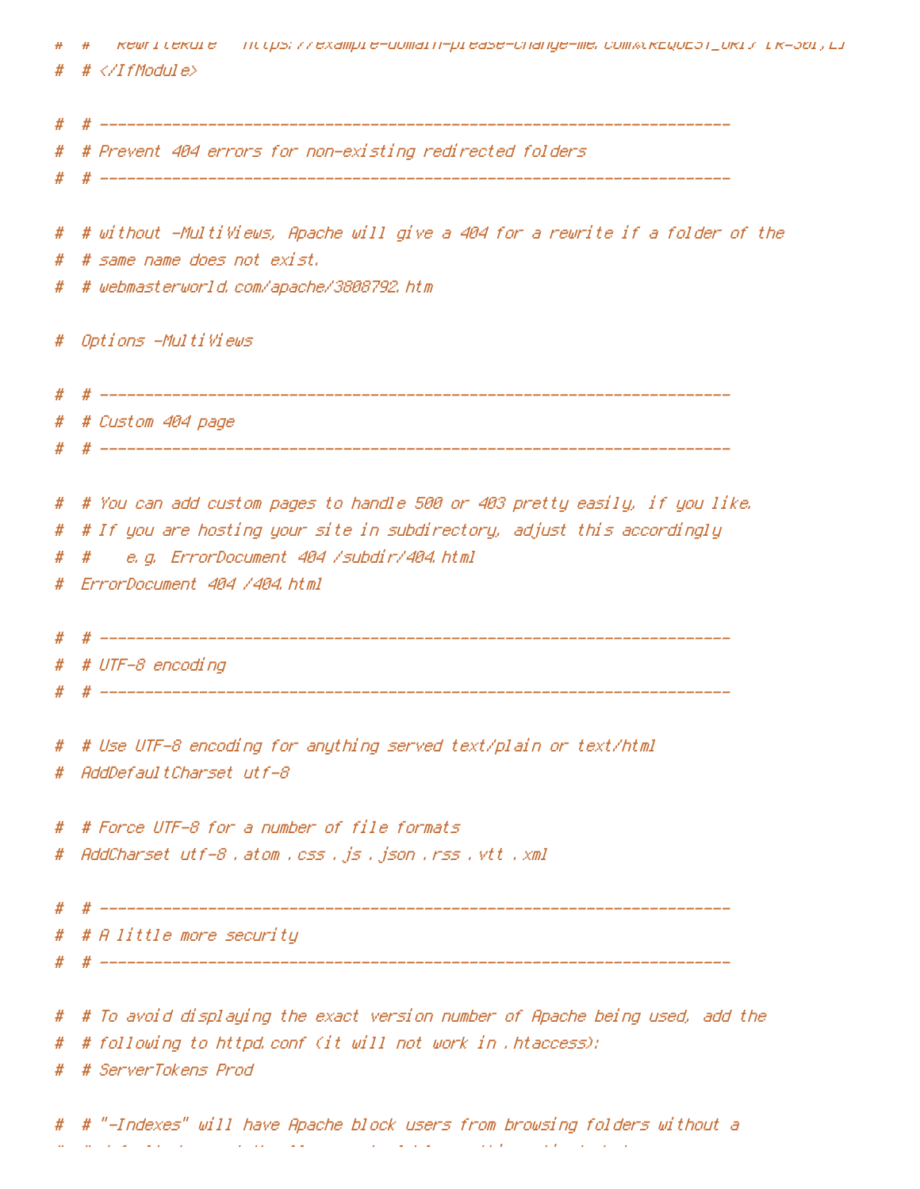```
#  #   RewriteRule   https://example-domain-please-change-me.com%{REQUEST_URI} [R=301,L]
#  # </IfModule>

#  # ----------------------------------------------------------------------
#  # Prevent 404 errors for non-existing redirected folders
#  # ----------------------------------------------------------------------

#  # without -MultiViews, Apache will give a 404 for a rewrite if a folder of the
#  # same name does not exist.
#  # webmasterworld.com/apache/3808792.htm

#  Options -MultiViews

#  # ----------------------------------------------------------------------
#  # Custom 404 page
#  # ----------------------------------------------------------------------

#  # You can add custom pages to handle 500 or 403 pretty easily, if you like.
#  # If you are hosting your site in subdirectory, adjust this accordingly
#  #    e.g. ErrorDocument 404 /subdir/404.html
#  ErrorDocument 404 /404.html

#  # ----------------------------------------------------------------------
#  # UTF-8 encoding
#  # ----------------------------------------------------------------------

#  # Use UTF-8 encoding for anything served text/plain or text/html
#  AddDefaultCharset utf-8

#  # Force UTF-8 for a number of file formats
#  AddCharset utf-8 .atom .css .js .json .rss .vtt .xml

#  # ----------------------------------------------------------------------
#  # A little more security
#  # ----------------------------------------------------------------------

#  # To avoid displaying the exact version number of Apache being used, add the
#  # following to httpd.conf (it will not work in .htaccess):
#  # ServerTokens Prod

#  # "-Indexes" will have Apache block users from browsing folders without a
```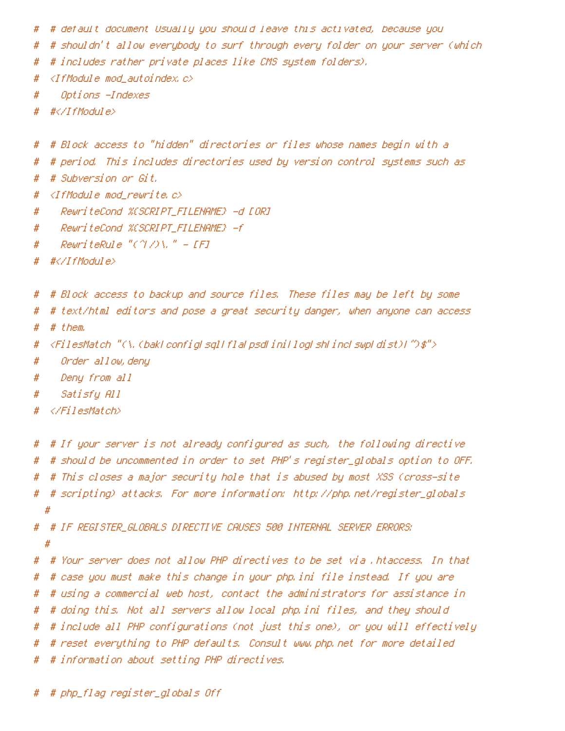```
#  # default document Usually you should leave this activated, because you
#  # shouldn't allow everybody to surf through every folder on your server (which
#  # includes rather private places like CMS system folders).
#  <IfModule mod_autoindex.c>
#    Options -Indexes
#  #</IfModule>

#  # Block access to "hidden" directories or files whose names begin with a
#  # period. This includes directories used by version control systems such as
#  # Subversion or Git.
#  <IfModule mod_rewrite.c>
#    RewriteCond %{SCRIPT_FILENAME} -d [OR]
#    RewriteCond %{SCRIPT_FILENAME} -f
#    RewriteRule "(^|/)\." - [F]
#  #</IfModule>

#  # Block access to backup and source files. These files may be left by some
#  # text/html editors and pose a great security danger, when anyone can access
#  # them.
#  <FilesMatch "(\.(bak|config|sql|fla|psd|ini|log|sh|inc|swp|dist)|~)$">
#    Order allow,deny
#    Deny from all
#    Satisfy All
#  </FilesMatch>

#  # If your server is not already configured as such, the following directive
#  # should be uncommented in order to set PHP's register_globals option to OFF.
#  # This closes a major security hole that is abused by most XSS (cross-site
#  # scripting) attacks. For more information: http://php.net/register_globals
   #
#  # IF REGISTER_GLOBALS DIRECTIVE CAUSES 500 INTERNAL SERVER ERRORS:
   #
#  # Your server does not allow PHP directives to be set via .htaccess. In that
#  # case you must make this change in your php.ini file instead. If you are
#  # using a commercial web host, contact the administrators for assistance in
#  # doing this. Not all servers allow local php.ini files, and they should
#  # include all PHP configurations (not just this one), or you will effectively
#  # reset everything to PHP defaults. Consult www.php.net for more detailed
#  # information about setting PHP directives.

#  # php_flag register_globals Off
```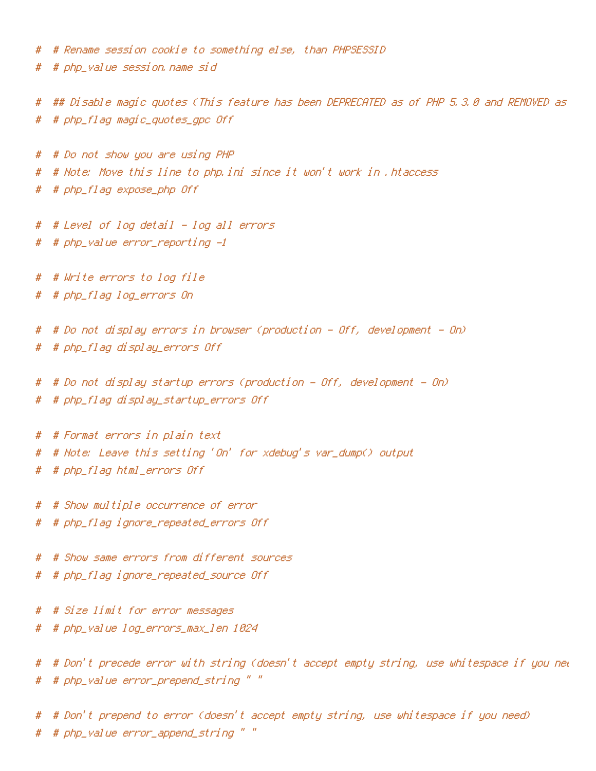```
#  # Rename session cookie to something else, than PHPSESSID
#  # php_value session.name sid

#  ## Disable magic quotes (This feature has been DEPRECATED as of PHP 5.3.0 and REMOVED as
#  # php_flag magic_quotes_gpc Off

#  # Do not show you are using PHP
#  # Note: Move this line to php.ini since it won't work in .htaccess
#  # php_flag expose_php Off

#  # Level of log detail - log all errors
#  # php_value error_reporting -1

#  # Write errors to log file
#  # php_flag log_errors On

#  # Do not display errors in browser (production - Off, development - On)
#  # php_flag display_errors Off

#  # Do not display startup errors (production - Off, development - On)
#  # php_flag display_startup_errors Off

#  # Format errors in plain text
#  # Note: Leave this setting 'On' for xdebug's var_dump() output
#  # php_flag html_errors Off

#  # Show multiple occurrence of error
#  # php_flag ignore_repeated_errors Off

#  # Show same errors from different sources
#  # php_flag ignore_repeated_source Off

#  # Size limit for error messages
#  # php_value log_errors_max_len 1024

#  # Don't precede error with string (doesn't accept empty string, use whitespace if you nee
#  # php_value error_prepend_string " "

#  # Don't prepend to error (doesn't accept empty string, use whitespace if you need)
#  # php_value error_append_string " "
```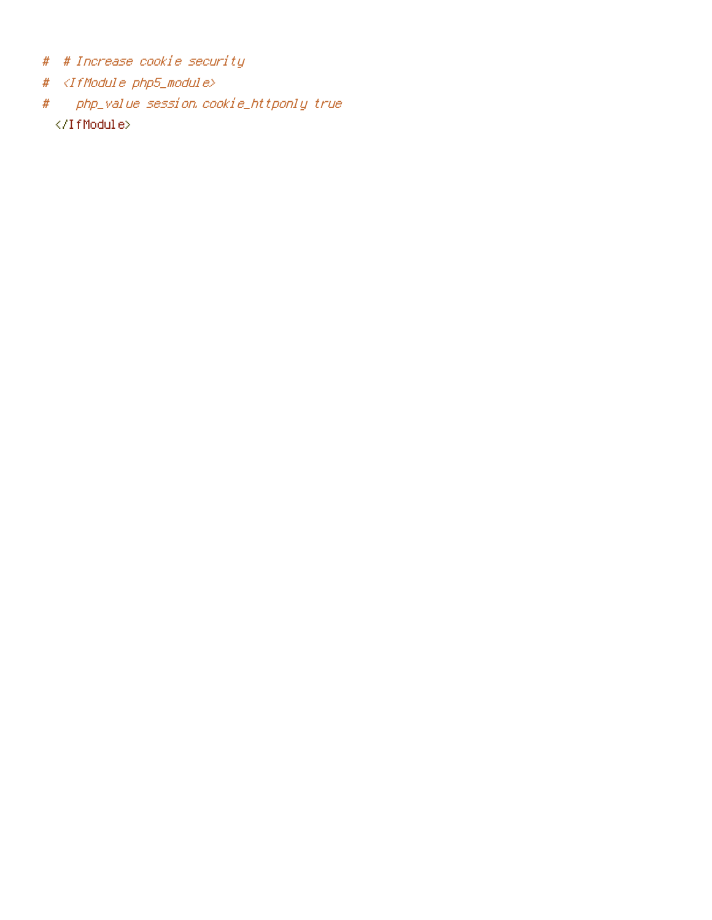```
#  # Increase cookie security
#  <IfModule php5_module>
#    php_value session.cookie_httponly true
  </IfModule>
```